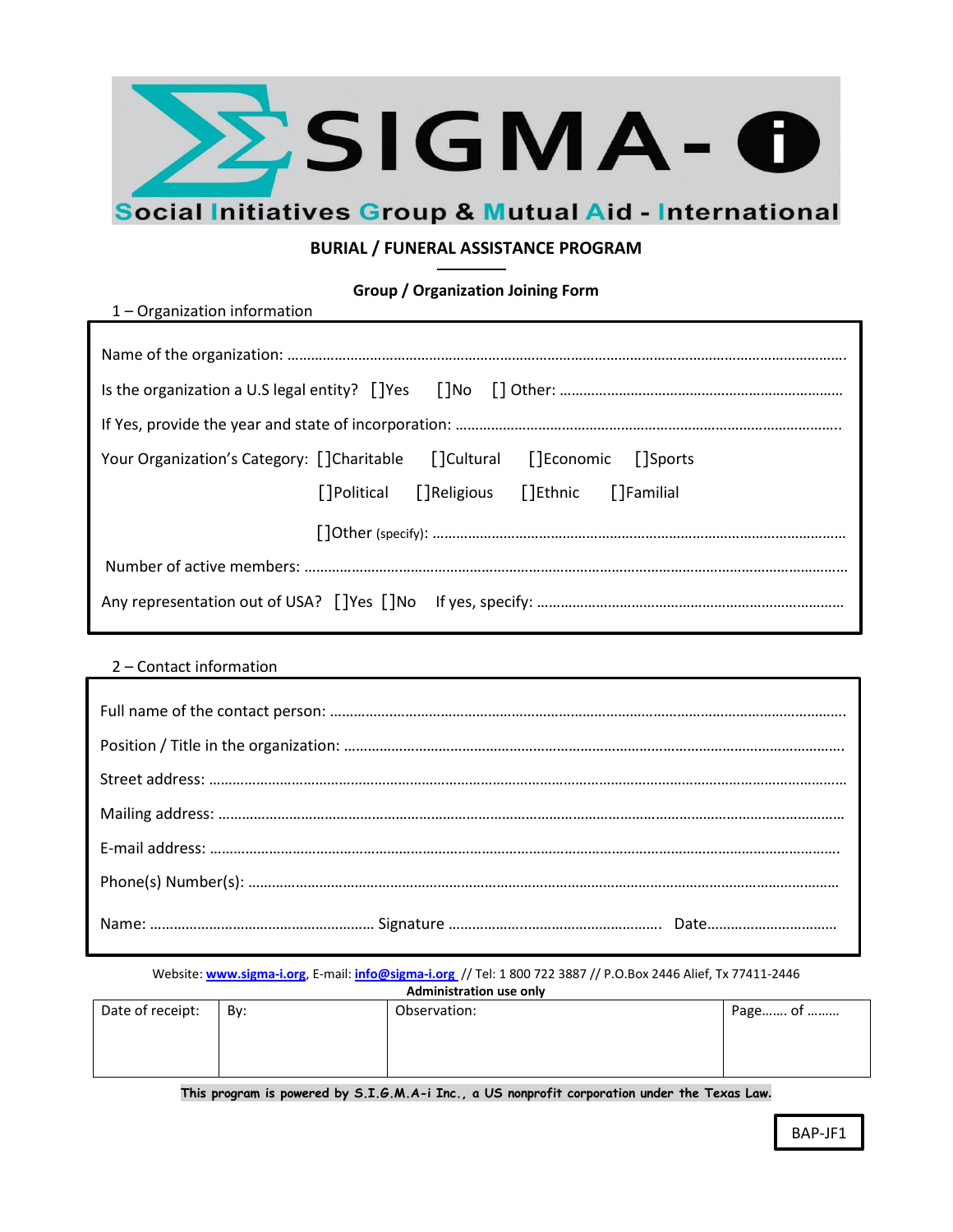# SIGMA-i

**Social Initiatives Group & Mutual Aid - International**

## BURIAL / FUNERAL ASSISTANCE PROGRAM

### Group / Organization Joining Form

1 – Organization information

Name of the organization: ……………………………………………………………………………………………………………………

Is the organization a U.S legal entity? []Yes []No [] Other: ………………………………………………………………

If Yes, provide the year and state of incorporation: ……………………………………………………………………………………

Your Organization's Category: []Charitable []Cultural []Economic []Sports

[]Political []Religious []Ethnic []Familial

[]Other (specify): ……………………………………………………………………………………

Number of active members: ……………………………………………………………………………………………………………

Any representation out of USA? []Yes []No If yes, specify: ……………………………………………………………………

2 – Contact information

Full name of the contact person: ………………………………………………………………………………………………………

Position / Title in the organization: ……………………………………………………………………………………………………

Street address: ……………………………………………………………………………………………………………………………

Mailing address: …………………………………………………………………………………………………………………………

E-mail address: ……………………………………………………………………………………………………………………………

Phone(s) Number(s): ………………………………………………………………………………………………………………………

Name: ……………………………………………… Signature ……………………………………………. Date……………………………

Website: www.sigma-i.org, E-mail: info@sigma-i.org // Tel: 1 800 722 3887 // P.O.Box 2446 Alief, Tx 77411-2446

**Administration use only**

| Date of receipt: | By: | Observation: | Page……. of ……… |
|---|---|---|---|
| | | | |

**This program is powered by S.I.G.M.A-i Inc., a US nonprofit corporation under the Texas Law.**

BAP-JF1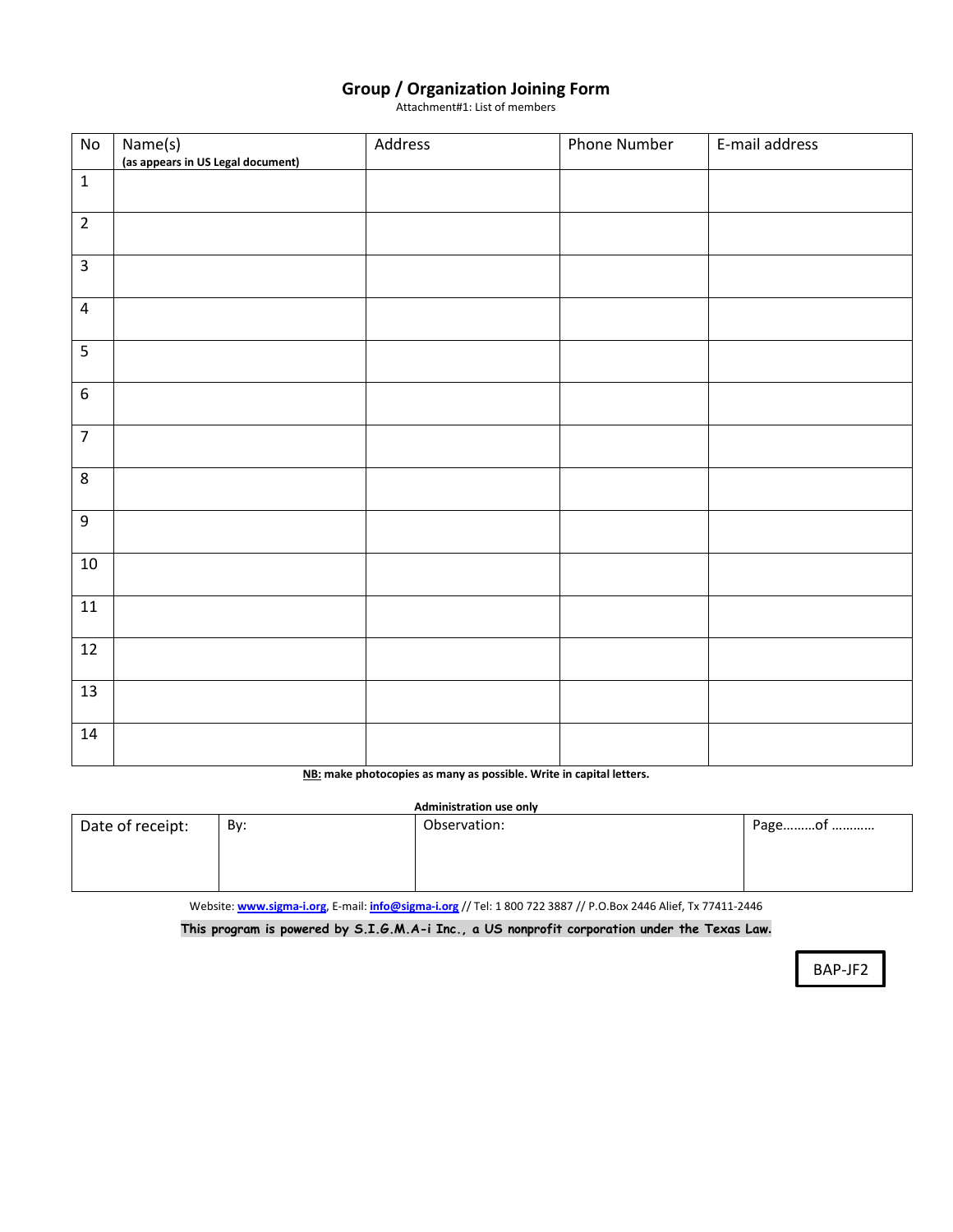## Group / Organization Joining Form

Attachment#1: List of members

| No | Name(s) **(as appears in US Legal document)** | Address | Phone Number | E-mail address |
|---|---|---|---|---|
| 1 | | | | |
| 2 | | | | |
| 3 | | | | |
| 4 | | | | |
| 5 | | | | |
| 6 | | | | |
| 7 | | | | |
| 8 | | | | |
| 9 | | | | |
| 10 | | | | |
| 11 | | | | |
| 12 | | | | |
| 13 | | | | |
| 14 | | | | |

**NB: make photocopies as many as possible. Write in capital letters.**

**Administration use only**

| Date of receipt: | By: | Observation: | Page………of ………… |
|---|---|---|---|
| | | | |

Website: www.sigma-i.org, E-mail: info@sigma-i.org // Tel: 1 800 722 3887 // P.O.Box 2446 Alief, Tx 77411-2446

**This program is powered by S.I.G.M.A-i Inc., a US nonprofit corporation under the Texas Law.**

BAP-JF2